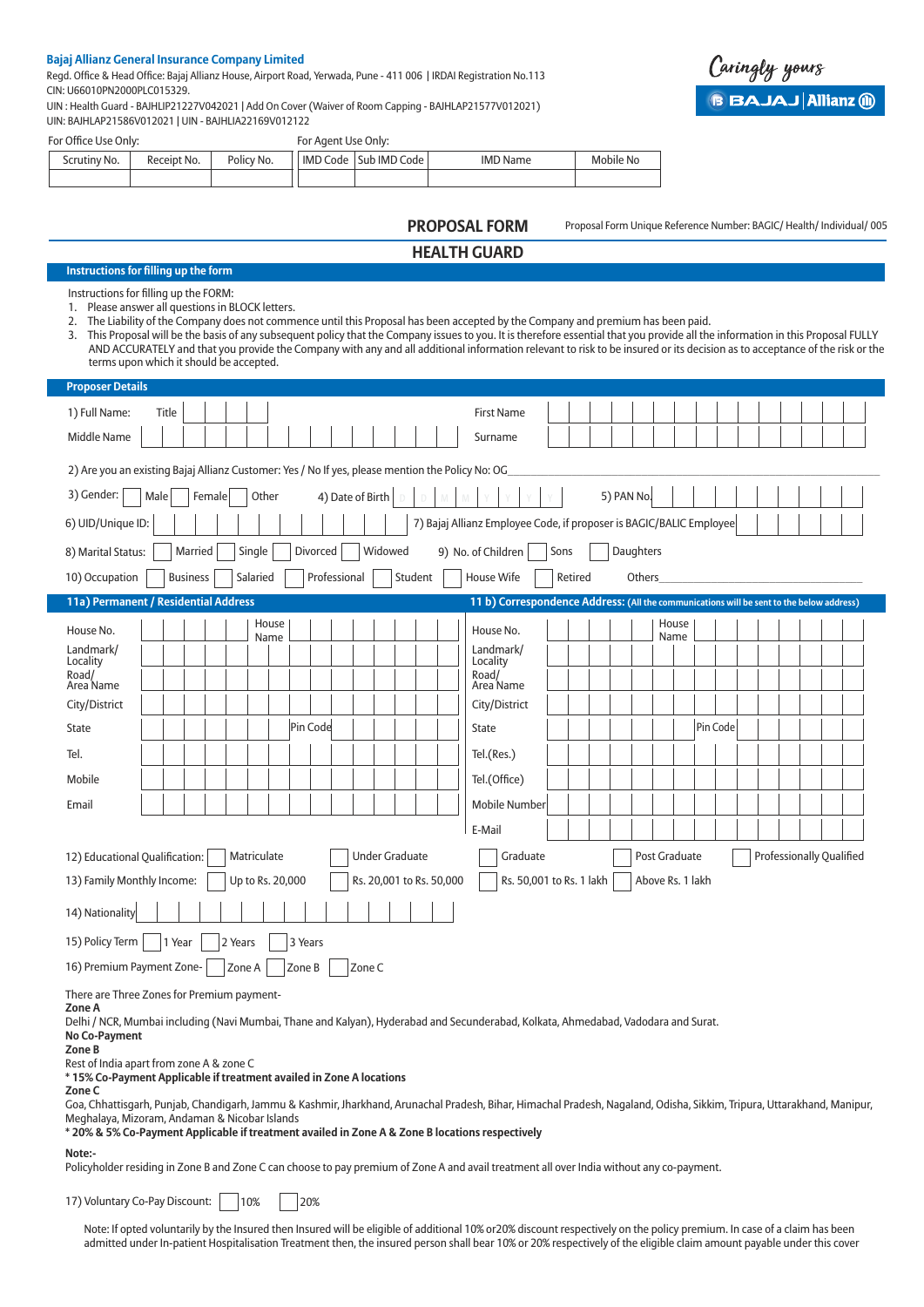**Bajaj Allianz General Insurance Company Limited**
Regd. Office & Head Office: Bajaj Allianz House, Airport Road, Yerwada, Pune - 411 006 | IRDAI Registration No.113
CIN: U66010PN2000PLC015329.
UIN : Health Guard - BAJHLIP21227V042021 | Add On Cover (Waiver of Room Capping - BAJHLAP21577V012021)
UIN: BAJHLAP21586V012021 | UIN - BAJHLIA22169V012122

Caringly yours
BAJAJ Allianz

For Office Use Only:

| Scrutiny No. | Receipt No. | Policy No. |
|---|---|---|
| | | |

For Agent Use Only:

| IMD Code | Sub IMD Code | IMD Name | Mobile No |
|---|---|---|---|
| | | | |

# PROPOSAL FORM

Proposal Form Unique Reference Number: BAGIC/ Health/ Individual/ 005

# HEALTH GUARD

## Instructions for filling up the form

Instructions for filling up the FORM:

1. Please answer all questions in BLOCK letters.
2. The Liability of the Company does not commence until this Proposal has been accepted by the Company and premium has been paid.
3. This Proposal will be the basis of any subsequent policy that the Company issues to you. It is therefore essential that you provide all the information in this Proposal FULLY AND ACCURATELY and that you provide the Company with any and all additional information relevant to risk to be insured or its decision as to acceptance of the risk or the terms upon which it should be accepted.

## Proposer Details

1) Full Name: Title ____ First Name ____
Middle Name ____ Surname ____

2) Are you an existing Bajaj Allianz Customer: Yes / No If yes, please mention the Policy No: OG____

3) Gender: ☐ Male ☐ Female ☐ Other    4) Date of Birth D D M M Y Y Y Y    5) PAN No. ____

6) UID/Unique ID: ____    7) Bajaj Allianz Employee Code, if proposer is BAGIC/BALIC Employee ____

8) Marital Status: ☐ Married ☐ Single ☐ Divorced ☐ Widowed    9) No. of Children ☐ Sons ☐ Daughters

10) Occupation ☐ Business ☐ Salaried ☐ Professional ☐ Student ☐ House Wife ☐ Retired Others____

## 11a) Permanent / Residential Address

House No. ____ House Name ____
Landmark/ Locality ____
Road/ Area Name ____
City/District ____
State ____ Pin Code ____
Tel. ____
Mobile ____
Email ____

## 11 b) Correspondence Address: (All the communications will be sent to the below address)

House No. ____ House Name ____
Landmark/ Locality ____
Road/ Area Name ____
City/District ____
State ____ Pin Code ____
Tel.(Res.) ____
Tel.(Office) ____
Mobile Number ____
E-Mail ____

12) Educational Qualification: ☐ Matriculate ☐ Under Graduate ☐ Graduate ☐ Post Graduate ☐ Professionally Qualified

13) Family Monthly Income: ☐ Up to Rs. 20,000 ☐ Rs. 20,001 to Rs. 50,000 ☐ Rs. 50,001 to Rs. 1 lakh ☐ Above Rs. 1 lakh

14) Nationality ____

15) Policy Term ☐ 1 Year ☐ 2 Years ☐ 3 Years

16) Premium Payment Zone- ☐ Zone A ☐ Zone B ☐ Zone C

There are Three Zones for Premium payment-

**Zone A**
Delhi / NCR, Mumbai including (Navi Mumbai, Thane and Kalyan), Hyderabad and Secunderabad, Kolkata, Ahmedabad, Vadodara and Surat.
**No Co-Payment**

**Zone B**
Rest of India apart from zone A & zone C
**\* 15% Co-Payment Applicable if treatment availed in Zone A locations**

**Zone C**
Goa, Chhattisgarh, Punjab, Chandigarh, Jammu & Kashmir, Jharkhand, Arunachal Pradesh, Bihar, Himachal Pradesh, Nagaland, Odisha, Sikkim, Tripura, Uttarakhand, Manipur, Meghalaya, Mizoram, Andaman & Nicobar Islands
**\* 20% & 5% Co-Payment Applicable if treatment availed in Zone A & Zone B locations respectively**

**Note:-**
Policyholder residing in Zone B and Zone C can choose to pay premium of Zone A and avail treatment all over India without any co-payment.

17) Voluntary Co-Pay Discount: ☐ 10% ☐ 20%

Note: If opted voluntarily by the Insured then Insured will be eligible of additional 10% or20% discount respectively on the policy premium. In case of a claim has been admitted under In-patient Hospitalisation Treatment then, the insured person shall bear 10% or 20% respectively of the eligible claim amount payable under this cover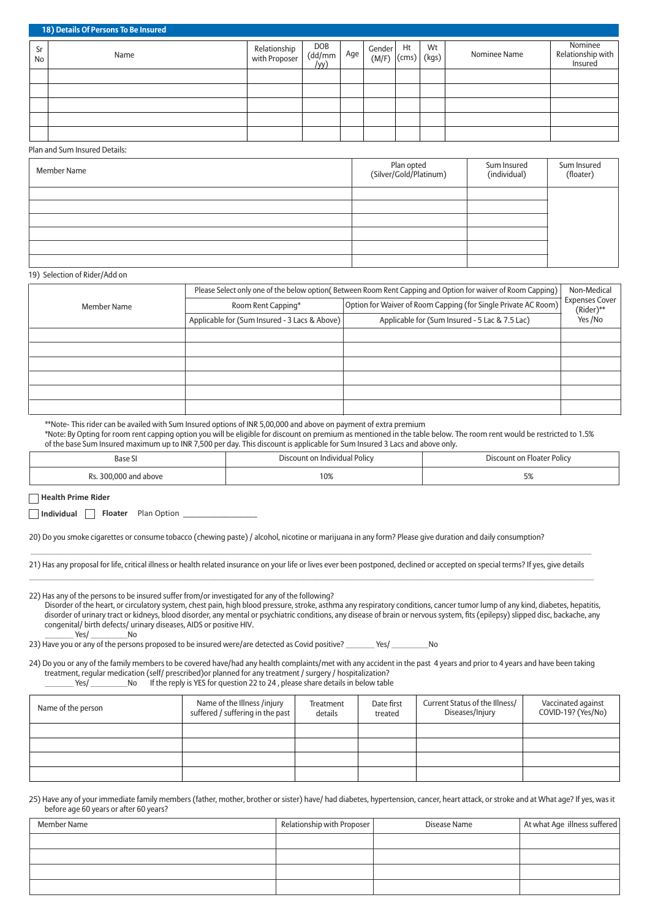## 18) Details Of Persons To Be Insured

| Sr No | Name | Relationship with Proposer | DOB (dd/mm /yy) | Age | Gender (M/F) | Ht (cms) | Wt (kgs) | Nominee Name | Nominee Relationship with Insured |
|---|---|---|---|---|---|---|---|---|---|
| | | | | | | | | | |
| | | | | | | | | | |
| | | | | | | | | | |
| | | | | | | | | | |
| | | | | | | | | | |

Plan and Sum Insured Details:

| Member Name | Plan opted (Silver/Gold/Platinum) | Sum Insured (individual) | Sum Insured (floater) |
|---|---|---|---|
| | | | |
| | | | |
| | | | |
| | | | |
| | | | |
| | | | |

19) Selection of Rider/Add on

| Member Name | Please Select only one of the below option( Between Room Rent Capping and Option for waiver of Room Capping) | | Non-Medical Expenses Cover (Rider)** Yes /No |
|---|---|---|---|
| | Room Rent Capping* | Option for Waiver of Room Capping (for Single Private AC Room) | |
| | Applicable for (Sum Insured - 3 Lacs & Above) | Applicable for (Sum Insured - 5 Lac & 7.5 Lac) | |
| | | | |
| | | | |
| | | | |
| | | | |
| | | | |
| | | | |

**Note- This rider can be availed with Sum Insured options of INR 5,00,000 and above on payment of extra premium

*Note: By Opting for room rent capping option you will be eligible for discount on premium as mentioned in the table below. The room rent would be restricted to 1.5% of the base Sum Insured maximum up to INR 7,500 per day. This discount is applicable for Sum Insured 3 Lacs and above only.

| Base SI | Discount on Individual Policy | Discount on Floater Policy |
|---|---|---|
| Rs. 300,000 and above | 10% | 5% |

☐ **Health Prime Rider**

☐ **Individual** ☐ **Floater** Plan Option ________________

20) Do you smoke cigarettes or consume tobacco (chewing paste) / alcohol, nicotine or marijuana in any form? Please give duration and daily consumption?

________________________________________________________________________________

21) Has any proposal for life, critical illness or health related insurance on your life or lives ever been postponed, declined or accepted on special terms? If yes, give details

________________________________________________________________________________

22) Has any of the persons to be insured suffer from/or investigated for any of the following?
Disorder of the heart, or circulatory system, chest pain, high blood pressure, stroke, asthma any respiratory conditions, cancer tumor lump of any kind, diabetes, hepatitis, disorder of urinary tract or kidneys, blood disorder, any mental or psychiatric conditions, any disease of brain or nervous system, fits (epilepsy) slipped disc, backache, any congenital/ birth defects/ urinary diseases, AIDS or positive HIV.
_______ Yes/ _________No

23) Have you or any of the persons proposed to be insured were/are detected as Covid positive? _______ Yes/ _________No

24) Do you or any of the family members to be covered have/had any health complaints/met with any accident in the past 4 years and prior to 4 years and have been taking treatment, regular medication (self/ prescribed)or planned for any treatment / surgery / hospitalization?
_______ Yes/ _________No  If the reply is YES for question 22 to 24 , please share details in below table

| Name of the person | Name of the Illness /injury suffered / suffering in the past | Treatment details | Date first treated | Current Status of the Illness/ Diseases/Injury | Vaccinated against COVID-19? (Yes/No) |
|---|---|---|---|---|---|
| | | | | | |
| | | | | | |
| | | | | | |
| | | | | | |

25) Have any of your immediate family members (father, mother, brother or sister) have/ had diabetes, hypertension, cancer, heart attack, or stroke and at What age? If yes, was it before age 60 years or after 60 years?

| Member Name | Relationship with Proposer | Disease Name | At what Age illness suffered |
|---|---|---|---|
| | | | |
| | | | |
| | | | |
| | | | |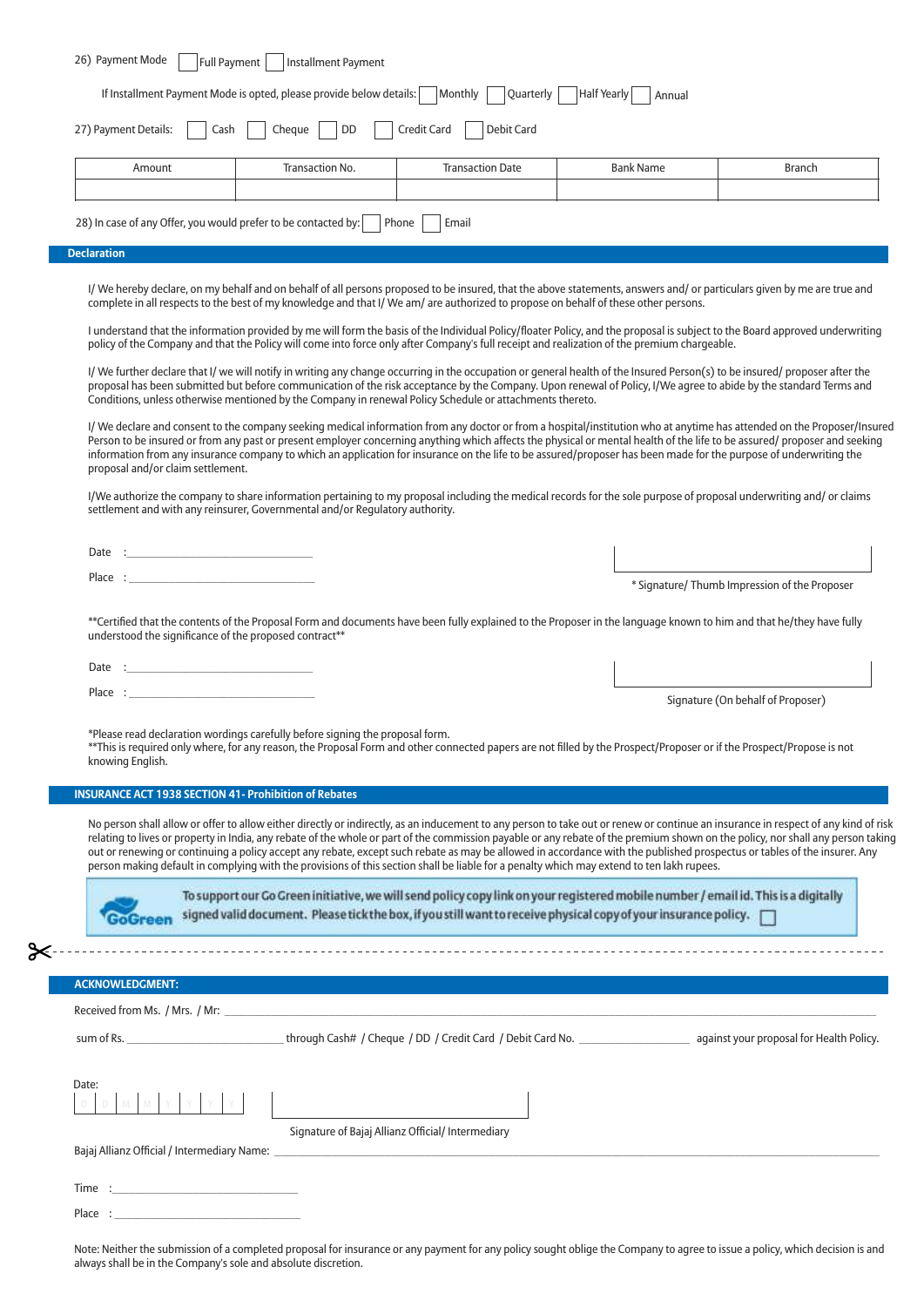26) Payment Mode ☐ Full Payment ☐ Installment Payment

If Installment Payment Mode is opted, please provide below details: ☐ Monthly ☐ Quarterly ☐ Half Yearly ☐ Annual

27) Payment Details: ☐ Cash ☐ Cheque ☐ DD ☐ Credit Card ☐ Debit Card

| Amount | Transaction No. | Transaction Date | Bank Name | Branch |
|---|---|---|---|---|
| | | | | |

28) In case of any Offer, you would prefer to be contacted by: ☐ Phone ☐ Email

## Declaration

I/ We hereby declare, on my behalf and on behalf of all persons proposed to be insured, that the above statements, answers and/ or particulars given by me are true and complete in all respects to the best of my knowledge and that I/ We am/ are authorized to propose on behalf of these other persons.

I understand that the information provided by me will form the basis of the Individual Policy/floater Policy, and the proposal is subject to the Board approved underwriting policy of the Company and that the Policy will come into force only after Company's full receipt and realization of the premium chargeable.

I/ We further declare that I/ we will notify in writing any change occurring in the occupation or general health of the Insured Person(s) to be insured/ proposer after the proposal has been submitted but before communication of the risk acceptance by the Company. Upon renewal of Policy, I/We agree to abide by the standard Terms and Conditions, unless otherwise mentioned by the Company in renewal Policy Schedule or attachments thereto.

I/ We declare and consent to the company seeking medical information from any doctor or from a hospital/institution who at anytime has attended on the Proposer/Insured Person to be insured or from any past or present employer concerning anything which affects the physical or mental health of the life to be assured/ proposer and seeking information from any insurance company to which an application for insurance on the life to be assured/proposer has been made for the purpose of underwriting the proposal and/or claim settlement.

I/We authorize the company to share information pertaining to my proposal including the medical records for the sole purpose of proposal underwriting and/ or claims settlement and with any reinsurer, Governmental and/or Regulatory authority.

Date :\_\_\_\_\_\_\_\_\_\_\_\_\_\_\_\_\_\_\_\_\_\_\_\_\_\_\_\_

Place :\_\_\_\_\_\_\_\_\_\_\_\_\_\_\_\_\_\_\_\_\_\_\_\_\_\_\_\_

\* Signature/ Thumb Impression of the Proposer

**Certified that the contents of the Proposal Form and documents have been fully explained to the Proposer in the language known to him and that he/they have fully understood the significance of the proposed contract**

Date :\_\_\_\_\_\_\_\_\_\_\_\_\_\_\_\_\_\_\_\_\_\_\_\_\_\_\_\_

Place :\_\_\_\_\_\_\_\_\_\_\_\_\_\_\_\_\_\_\_\_\_\_\_\_\_\_\_\_

Signature (On behalf of Proposer)

*Please read declaration wordings carefully before signing the proposal form.
**This is required only where, for any reason, the Proposal Form and other connected papers are not filled by the Prospect/Proposer or if the Prospect/Propose is not knowing English.

## INSURANCE ACT 1938 SECTION 41- Prohibition of Rebates

No person shall allow or offer to allow either directly or indirectly, as an inducement to any person to take out or renew or continue an insurance in respect of any kind of risk relating to lives or property in India, any rebate of the whole or part of the commission payable or any rebate of the premium shown on the policy, nor shall any person taking out or renewing or continuing a policy accept any rebate, except such rebate as may be allowed in accordance with the published prospectus or tables of the insurer. Any person making default in complying with the provisions of this section shall be liable for a penalty which may extend to ten lakh rupees.

GoGreen — To support our Go Green initiative, we will send policy copy link on your registered mobile number / email id. This is a digitally signed valid document. Please tick the box, if you still want to receive physical copy of your insurance policy. ☐

## ACKNOWLEDGMENT:

Received from Ms. / Mrs. / Mr: \_\_\_\_\_\_\_\_\_\_\_\_\_\_\_\_\_\_\_\_\_\_\_\_\_\_\_\_\_\_\_\_\_\_\_\_\_\_\_\_

sum of Rs. \_\_\_\_\_\_\_\_\_\_\_\_\_\_\_\_\_\_ through Cash# / Cheque / DD / Credit Card / Debit Card No. \_\_\_\_\_\_\_\_\_\_\_\_\_\_ against your proposal for Health Policy.

Date: D D M M Y Y Y Y

Signature of Bajaj Allianz Official/ Intermediary

Bajaj Allianz Official / Intermediary Name: \_\_\_\_\_\_\_\_\_\_\_\_\_\_\_\_\_\_\_\_\_\_\_\_\_\_\_\_\_\_\_\_\_\_\_\_\_\_\_\_

Time :\_\_\_\_\_\_\_\_\_\_\_\_\_\_\_\_\_\_\_\_\_\_\_\_\_\_\_\_

Place :\_\_\_\_\_\_\_\_\_\_\_\_\_\_\_\_\_\_\_\_\_\_\_\_\_\_\_\_

Note: Neither the submission of a completed proposal for insurance or any payment for any policy sought oblige the Company to agree to issue a policy, which decision is and always shall be in the Company's sole and absolute discretion.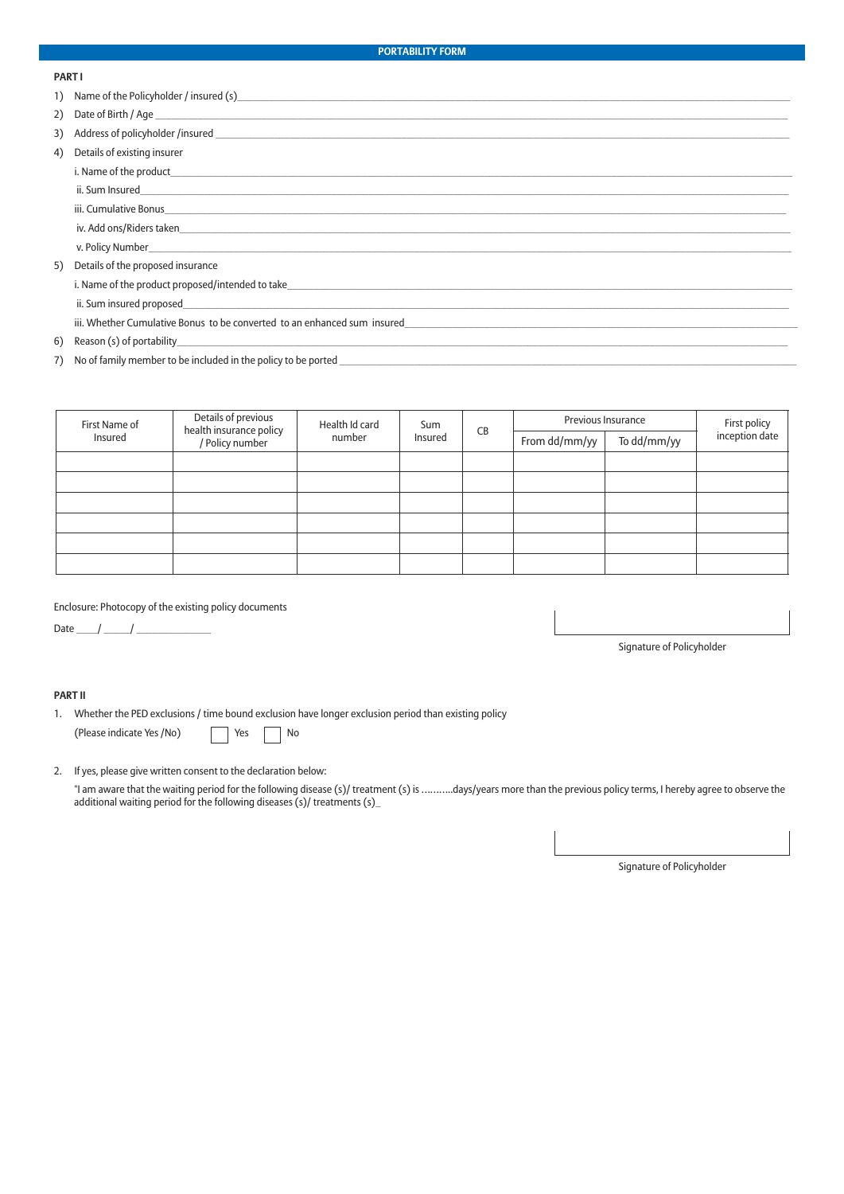# PORTABILITY FORM

**PART I**

1) Name of the Policyholder / insured (s)\_\_\_\_\_\_\_\_\_\_\_\_\_\_\_\_\_\_\_\_\_\_\_\_\_\_\_\_\_\_\_\_\_\_\_\_\_\_\_\_

2) Date of Birth / Age \_\_\_\_\_\_\_\_\_\_\_\_\_\_\_\_\_\_\_\_\_\_\_\_\_\_\_\_\_\_\_\_\_\_\_\_\_\_\_\_

3) Address of policyholder /insured \_\_\_\_\_\_\_\_\_\_\_\_\_\_\_\_\_\_\_\_\_\_\_\_\_\_\_\_\_\_\_\_\_\_\_\_\_\_\_\_

4) Details of existing insurer

   i. Name of the product\_\_\_\_\_\_\_\_\_\_\_\_\_\_\_\_\_\_\_\_\_\_\_\_\_\_\_\_\_\_\_\_\_\_\_\_\_\_\_\_

   ii. Sum Insured\_\_\_\_\_\_\_\_\_\_\_\_\_\_\_\_\_\_\_\_\_\_\_\_\_\_\_\_\_\_\_\_\_\_\_\_\_\_\_\_

   iii. Cumulative Bonus\_\_\_\_\_\_\_\_\_\_\_\_\_\_\_\_\_\_\_\_\_\_\_\_\_\_\_\_\_\_\_\_\_\_\_\_\_\_\_\_

   iv. Add ons/Riders taken\_\_\_\_\_\_\_\_\_\_\_\_\_\_\_\_\_\_\_\_\_\_\_\_\_\_\_\_\_\_\_\_\_\_\_\_\_\_\_\_

   v. Policy Number\_\_\_\_\_\_\_\_\_\_\_\_\_\_\_\_\_\_\_\_\_\_\_\_\_\_\_\_\_\_\_\_\_\_\_\_\_\_\_\_

5) Details of the proposed insurance

   i. Name of the product proposed/intended to take\_\_\_\_\_\_\_\_\_\_\_\_\_\_\_\_\_\_\_\_\_\_\_\_\_\_\_\_\_\_\_\_\_\_\_\_\_\_\_\_

   ii. Sum insured proposed\_\_\_\_\_\_\_\_\_\_\_\_\_\_\_\_\_\_\_\_\_\_\_\_\_\_\_\_\_\_\_\_\_\_\_\_\_\_\_\_

   iii. Whether Cumulative Bonus to be converted to an enhanced sum insured\_\_\_\_\_\_\_\_\_\_\_\_\_\_\_\_\_\_\_\_\_\_\_\_\_\_\_\_\_\_\_\_\_\_\_\_\_\_\_\_

6) Reason (s) of portability\_\_\_\_\_\_\_\_\_\_\_\_\_\_\_\_\_\_\_\_\_\_\_\_\_\_\_\_\_\_\_\_\_\_\_\_\_\_\_\_

7) No of family member to be included in the policy to be ported \_\_\_\_\_\_\_\_\_\_\_\_\_\_\_\_\_\_\_\_\_\_\_\_\_\_\_\_\_\_\_\_\_\_\_\_\_\_\_\_

| First Name of Insured | Details of previous health insurance policy / Policy number | Health Id card number | Sum Insured | CB | Previous Insurance | | First policy inception date |
|---|---|---|---|---|---|---|---|
| | | | | | From dd/mm/yy | To dd/mm/yy | |
| | | | | | | | |
| | | | | | | | |
| | | | | | | | |
| | | | | | | | |
| | | | | | | | |
| | | | | | | | |

Enclosure: Photocopy of the existing policy documents

Date \_\_\_\_/ \_\_\_\_\_/ \_\_\_\_\_\_\_\_\_\_\_\_\_\_

Signature of Policyholder

**PART II**

1. Whether the PED exclusions / time bound exclusion have longer exclusion period than existing policy

   (Please indicate Yes /No) ☐ Yes ☐ No

2. If yes, please give written consent to the declaration below:

   "I am aware that the waiting period for the following disease (s)/ treatment (s) is ...........days/years more than the previous policy terms, I hereby agree to observe the additional waiting period for the following diseases (s)/ treatments (s)\_

Signature of Policyholder